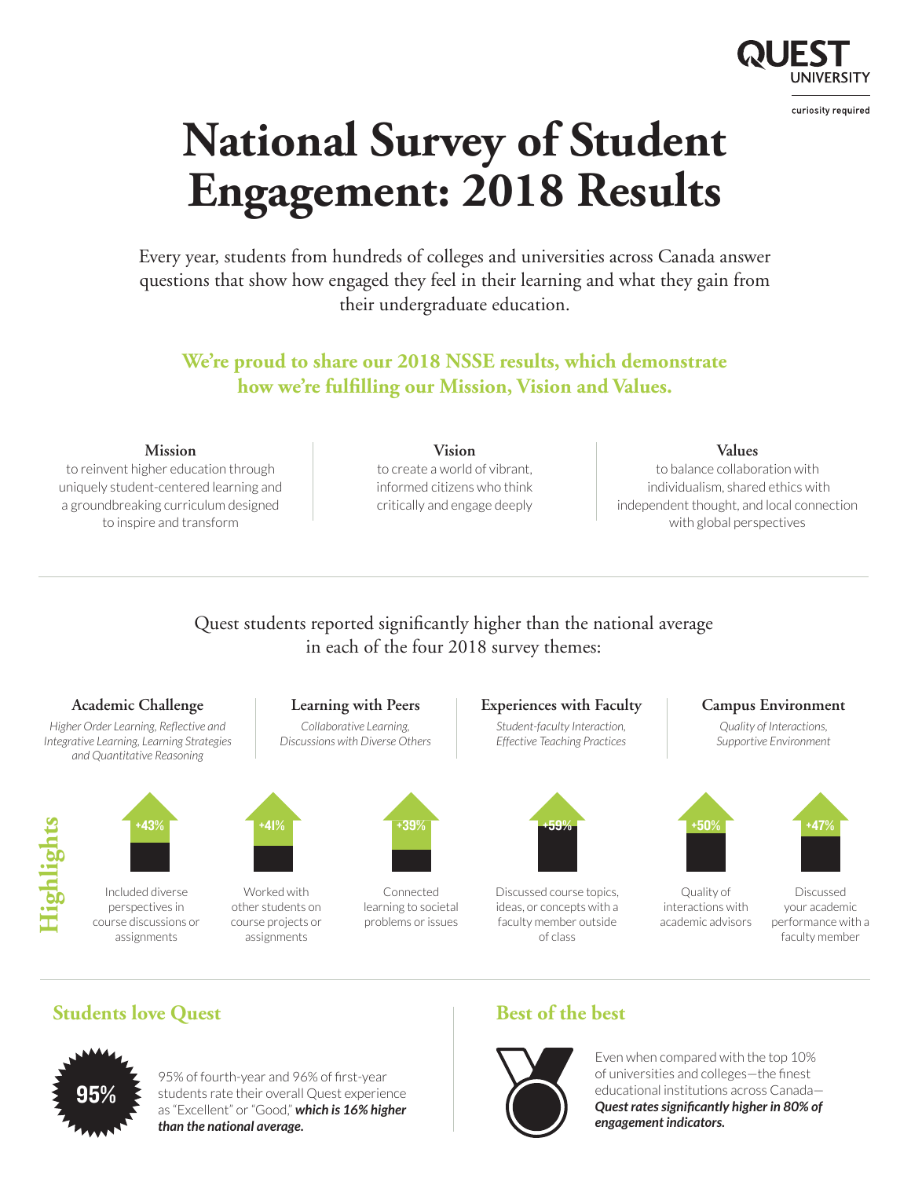QUEST UNIVERSITY

curiosity required

# National Survey of Student Engagement: 2018 Results

Every year, students from hundreds of colleges and universities across Canada answer questions that show how engaged they feel in their learning and what they gain from their undergraduate education.

**We're proud to share our 2018 NSSE results, which demonstrate how we're fulfilling our Mission, Vision and Values.**

**Mission**
to reinvent higher education through uniquely student-centered learning and a groundbreaking curriculum designed to inspire and transform

**Vision**
to create a world of vibrant, informed citizens who think critically and engage deeply

**Values**
to balance collaboration with individualism, shared ethics with independent thought, and local connection with global perspectives

Quest students reported significantly higher than the national average in each of the four 2018 survey themes:

**Academic Challenge**
*Higher Order Learning, Reflective and Integrative Learning, Learning Strategies and Quantitative Reasoning*

**Learning with Peers**
*Collaborative Learning, Discussions with Diverse Others*

**Experiences with Faculty**
*Student-faculty Interaction, Effective Teaching Practices*

**Campus Environment**
*Quality of Interactions, Supportive Environment*

## Highlights

- **+43%** Included diverse perspectives in course discussions or assignments
- **+41%** Worked with other students on course projects or assignments
- **+39%** Connected learning to societal problems or issues
- **+59%** Discussed course topics, ideas, or concepts with a faculty member outside of class
- **+50%** Quality of interactions with academic advisors
- **+47%** Discussed your academic performance with a faculty member

## Students love Quest

**95%**

95% of fourth-year and 96% of first-year students rate their overall Quest experience as "Excellent" or "Good," ***which is 16% higher than the national average.***

## Best of the best

Even when compared with the top 10% of universities and colleges—the finest educational institutions across Canada—***Quest rates significantly higher in 80% of engagement indicators.***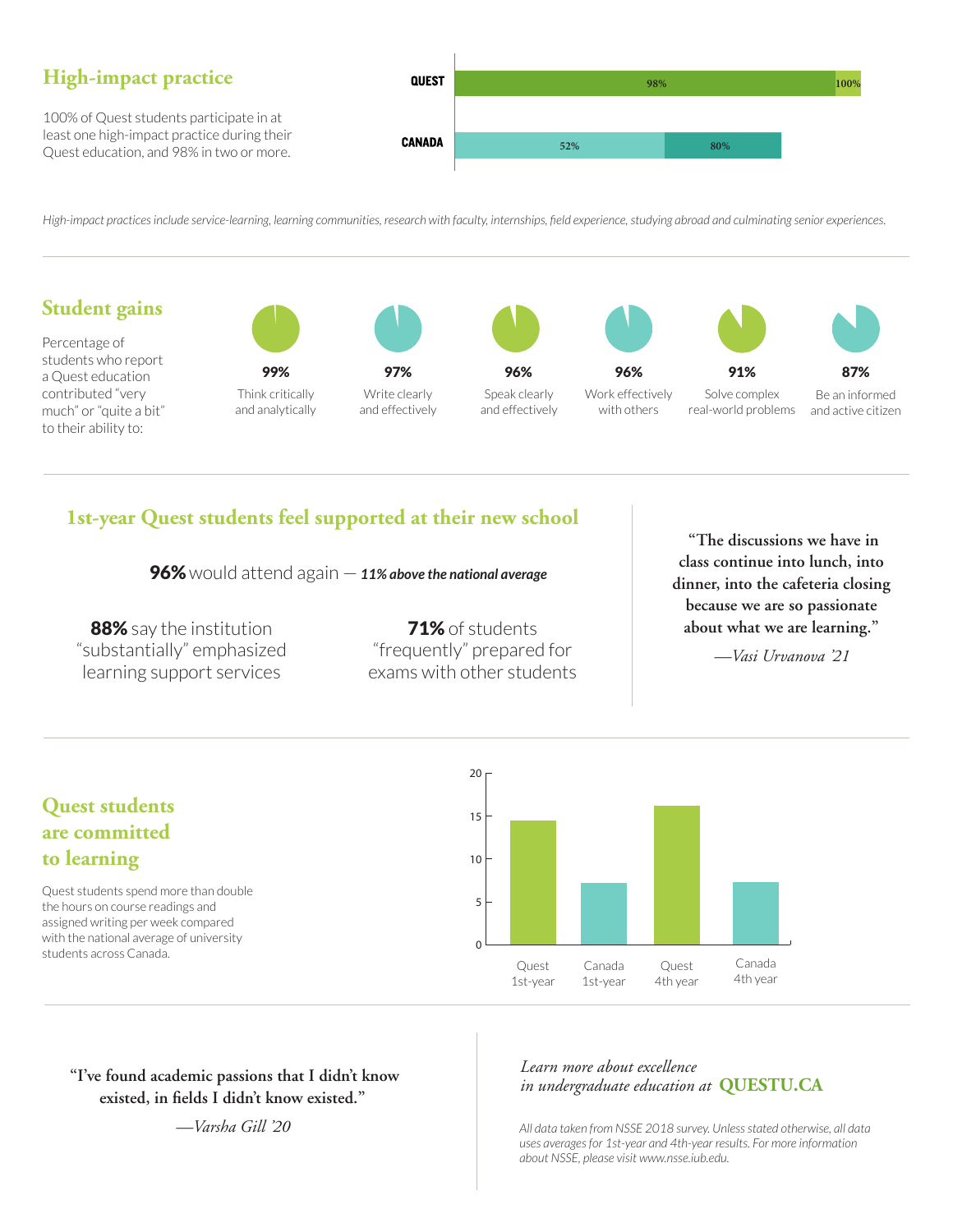## High-impact practice

100% of Quest students participate in at least one high-impact practice during their Quest education, and 98% in two or more.

QUEST
98%
100%

CANADA
52%
80%

*High-impact practices include service-learning, learning communities, research with faculty, internships, field experience, studying abroad and culminating senior experiences.*

## Student gains

Percentage of students who report a Quest education contributed "very much" or "quite a bit" to their ability to:

**99%**
Think critically and analytically

**97%**
Write clearly and effectively

**96%**
Speak clearly and effectively

**96%**
Work effectively with others

**91%**
Solve complex real-world problems

**87%**
Be an informed and active citizen

## 1st-year Quest students feel supported at their new school

**96%** would attend again — ***11% above the national average***

**88%** say the institution "substantially" emphasized learning support services

**71%** of students "frequently" prepared for exams with other students

**"The discussions we have in class continue into lunch, into dinner, into the cafeteria closing because we are so passionate about what we are learning."**

*—Vasi Urvanova '21*

## Quest students are committed to learning

Quest students spend more than double the hours on course readings and assigned writing per week compared with the national average of university students across Canada.

20
15
10
5
0

Quest 1st-year
Canada 1st-year
Quest 4th year
Canada 4th year

**"I've found academic passions that I didn't know existed, in fields I didn't know existed."**

*—Varsha Gill '20*

*Learn more about excellence in undergraduate education at* **QUESTU.CA**

*All data taken from NSSE 2018 survey. Unless stated otherwise, all data uses averages for 1st-year and 4th-year results. For more information about NSSE, please visit www.nsse.iub.edu.*